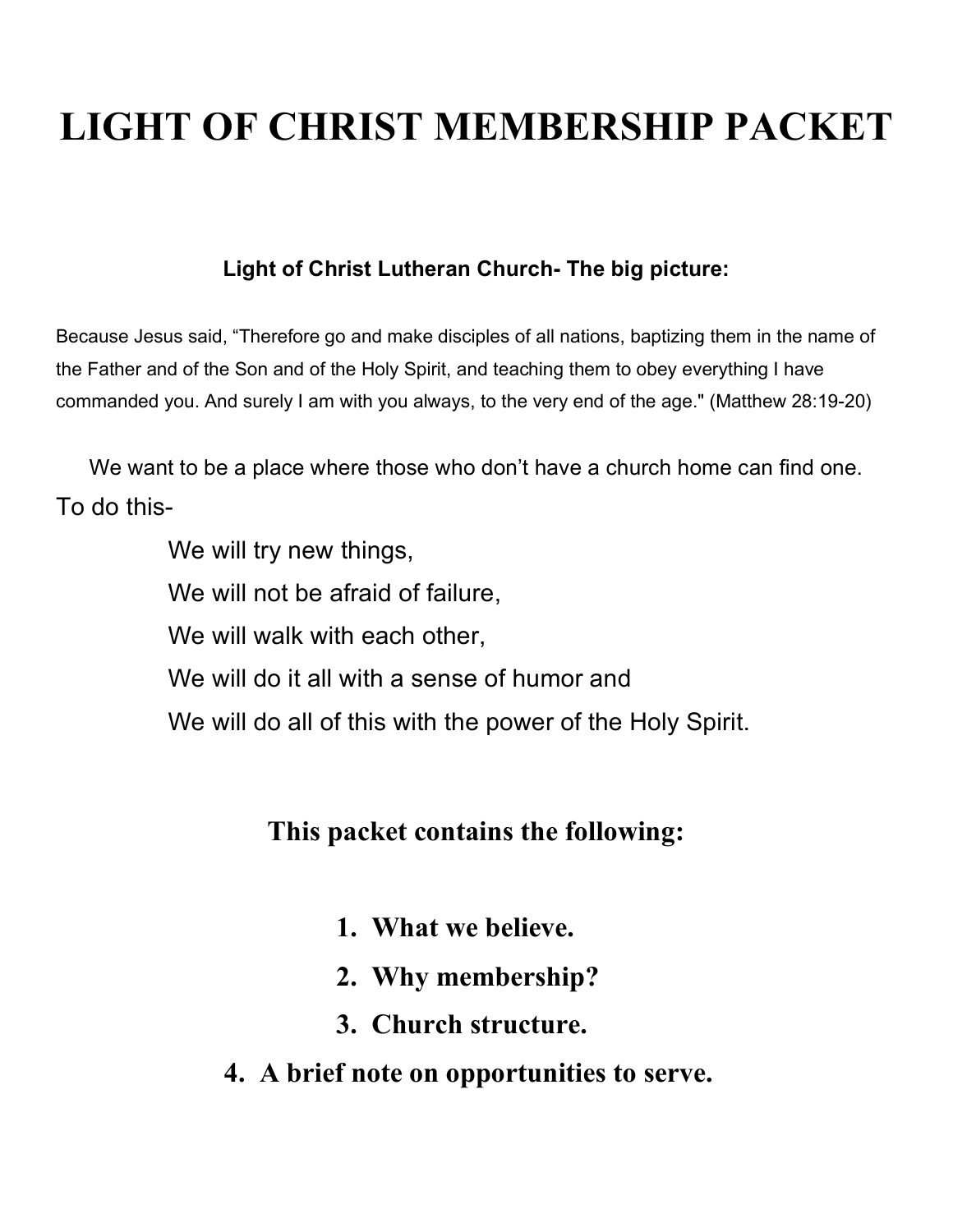# LIGHT OF CHRIST MEMBERSHIP PACKET

**Light of Christ Lutheran Church- The big picture:**

Because Jesus said, “Therefore go and make disciples of all nations, baptizing them in the name of the Father and of the Son and of the Holy Spirit, and teaching them to obey everything I have commanded you. And surely I am with you always, to the very end of the age." (Matthew 28:19-20)

We want to be a place where those who don’t have a church home can find one. To do this-

We will try new things,
We will not be afraid of failure,
We will walk with each other,
We will do it all with a sense of humor and
We will do all of this with the power of the Holy Spirit.

## This packet contains the following:

1. **What we believe.**
2. **Why membership?**
3. **Church structure.**
4. **A brief note on opportunities to serve.**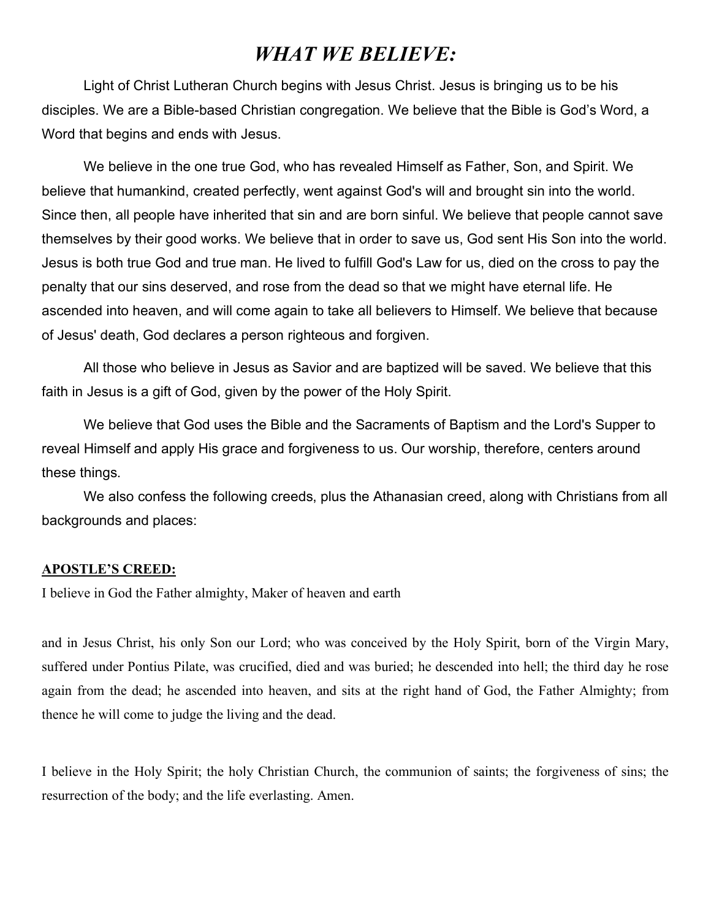# *WHAT WE BELIEVE:*

Light of Christ Lutheran Church begins with Jesus Christ. Jesus is bringing us to be his disciples. We are a Bible-based Christian congregation. We believe that the Bible is God's Word, a Word that begins and ends with Jesus.

We believe in the one true God, who has revealed Himself as Father, Son, and Spirit. We believe that humankind, created perfectly, went against God's will and brought sin into the world. Since then, all people have inherited that sin and are born sinful. We believe that people cannot save themselves by their good works. We believe that in order to save us, God sent His Son into the world. Jesus is both true God and true man. He lived to fulfill God's Law for us, died on the cross to pay the penalty that our sins deserved, and rose from the dead so that we might have eternal life. He ascended into heaven, and will come again to take all believers to Himself. We believe that because of Jesus' death, God declares a person righteous and forgiven.

All those who believe in Jesus as Savior and are baptized will be saved. We believe that this faith in Jesus is a gift of God, given by the power of the Holy Spirit.

We believe that God uses the Bible and the Sacraments of Baptism and the Lord's Supper to reveal Himself and apply His grace and forgiveness to us. Our worship, therefore, centers around these things.

We also confess the following creeds, plus the Athanasian creed, along with Christians from all backgrounds and places:

**APOSTLE'S CREED:**

I believe in God the Father almighty, Maker of heaven and earth

and in Jesus Christ, his only Son our Lord; who was conceived by the Holy Spirit, born of the Virgin Mary, suffered under Pontius Pilate, was crucified, died and was buried; he descended into hell; the third day he rose again from the dead; he ascended into heaven, and sits at the right hand of God, the Father Almighty; from thence he will come to judge the living and the dead.

I believe in the Holy Spirit; the holy Christian Church, the communion of saints; the forgiveness of sins; the resurrection of the body; and the life everlasting. Amen.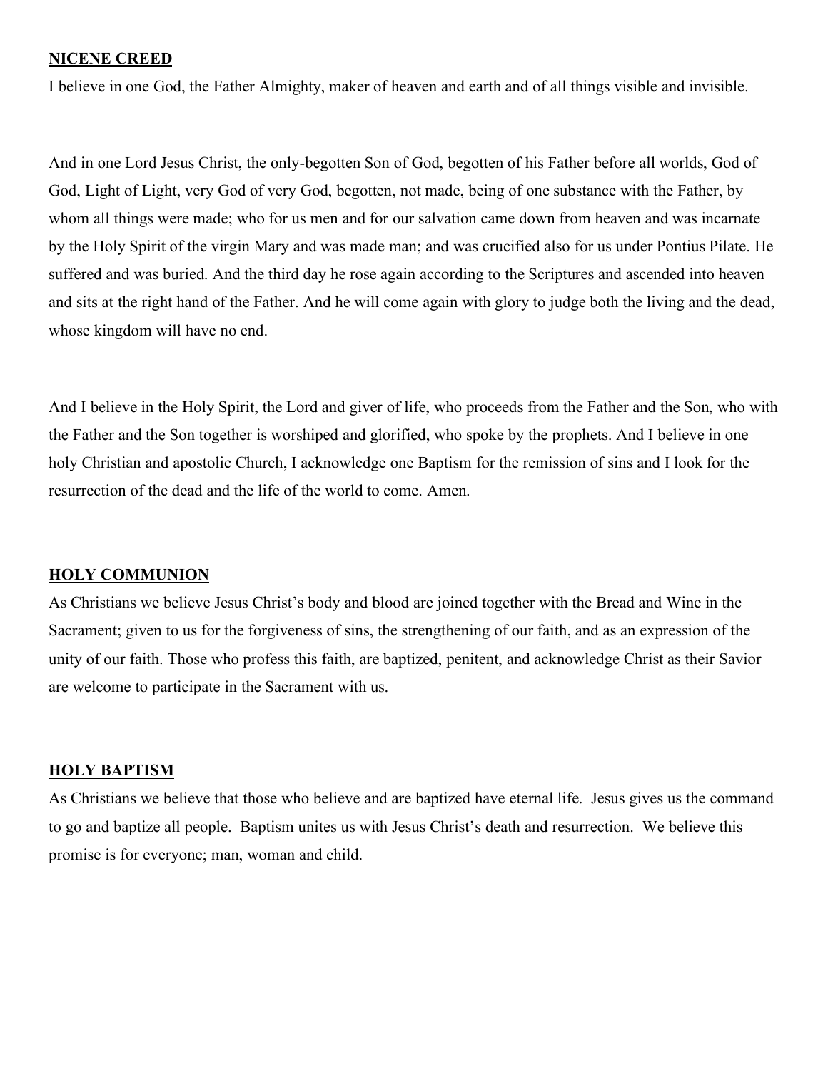## NICENE CREED

I believe in one God, the Father Almighty, maker of heaven and earth and of all things visible and invisible.

And in one Lord Jesus Christ, the only-begotten Son of God, begotten of his Father before all worlds, God of God, Light of Light, very God of very God, begotten, not made, being of one substance with the Father, by whom all things were made; who for us men and for our salvation came down from heaven and was incarnate by the Holy Spirit of the virgin Mary and was made man; and was crucified also for us under Pontius Pilate. He suffered and was buried. And the third day he rose again according to the Scriptures and ascended into heaven and sits at the right hand of the Father. And he will come again with glory to judge both the living and the dead, whose kingdom will have no end.

And I believe in the Holy Spirit, the Lord and giver of life, who proceeds from the Father and the Son, who with the Father and the Son together is worshiped and glorified, who spoke by the prophets. And I believe in one holy Christian and apostolic Church, I acknowledge one Baptism for the remission of sins and I look for the resurrection of the dead and the life of the world to come. Amen.

## HOLY COMMUNION

As Christians we believe Jesus Christ's body and blood are joined together with the Bread and Wine in the Sacrament; given to us for the forgiveness of sins, the strengthening of our faith, and as an expression of the unity of our faith. Those who profess this faith, are baptized, penitent, and acknowledge Christ as their Savior are welcome to participate in the Sacrament with us.

## HOLY BAPTISM

As Christians we believe that those who believe and are baptized have eternal life. Jesus gives us the command to go and baptize all people. Baptism unites us with Jesus Christ's death and resurrection. We believe this promise is for everyone; man, woman and child.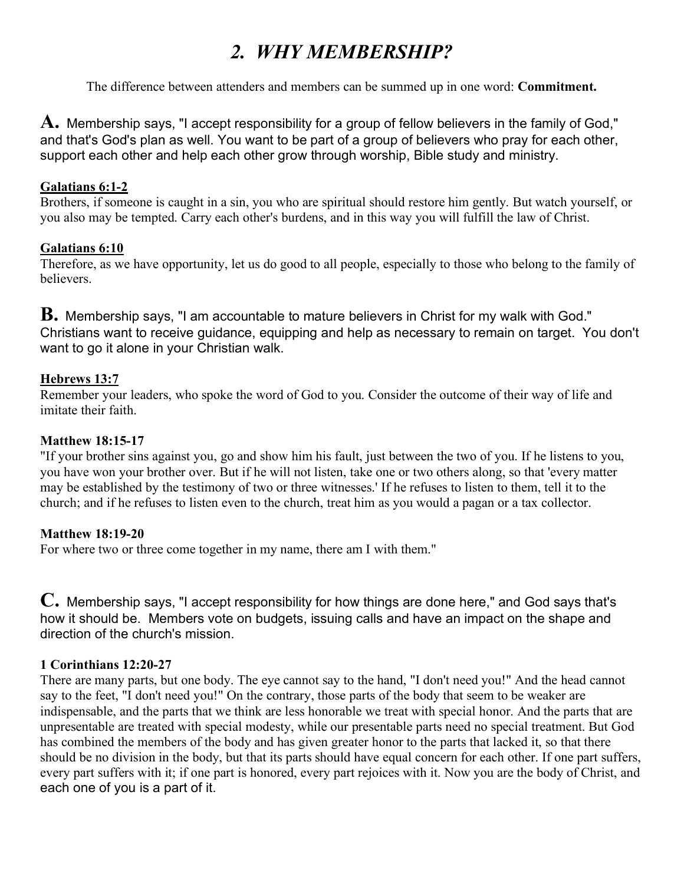# *2. WHY MEMBERSHIP?*

The difference between attenders and members can be summed up in one word: **Commitment.**

**A.** Membership says, "I accept responsibility for a group of fellow believers in the family of God," and that's God's plan as well. You want to be part of a group of believers who pray for each other, support each other and help each other grow through worship, Bible study and ministry.

**Galatians 6:1-2**
Brothers, if someone is caught in a sin, you who are spiritual should restore him gently. But watch yourself, or you also may be tempted. Carry each other's burdens, and in this way you will fulfill the law of Christ.

**Galatians 6:10**
Therefore, as we have opportunity, let us do good to all people, especially to those who belong to the family of believers.

**B.** Membership says, "I am accountable to mature believers in Christ for my walk with God." Christians want to receive guidance, equipping and help as necessary to remain on target. You don't want to go it alone in your Christian walk.

**Hebrews 13:7**
Remember your leaders, who spoke the word of God to you. Consider the outcome of their way of life and imitate their faith.

**Matthew 18:15-17**
"If your brother sins against you, go and show him his fault, just between the two of you. If he listens to you, you have won your brother over. But if he will not listen, take one or two others along, so that 'every matter may be established by the testimony of two or three witnesses.' If he refuses to listen to them, tell it to the church; and if he refuses to listen even to the church, treat him as you would a pagan or a tax collector.

**Matthew 18:19-20**
For where two or three come together in my name, there am I with them."

**C.** Membership says, "I accept responsibility for how things are done here," and God says that's how it should be. Members vote on budgets, issuing calls and have an impact on the shape and direction of the church's mission.

**1 Corinthians 12:20-27**
There are many parts, but one body. The eye cannot say to the hand, "I don't need you!" And the head cannot say to the feet, "I don't need you!" On the contrary, those parts of the body that seem to be weaker are indispensable, and the parts that we think are less honorable we treat with special honor. And the parts that are unpresentable are treated with special modesty, while our presentable parts need no special treatment. But God has combined the members of the body and has given greater honor to the parts that lacked it, so that there should be no division in the body, but that its parts should have equal concern for each other. If one part suffers, every part suffers with it; if one part is honored, every part rejoices with it. Now you are the body of Christ, and each one of you is a part of it.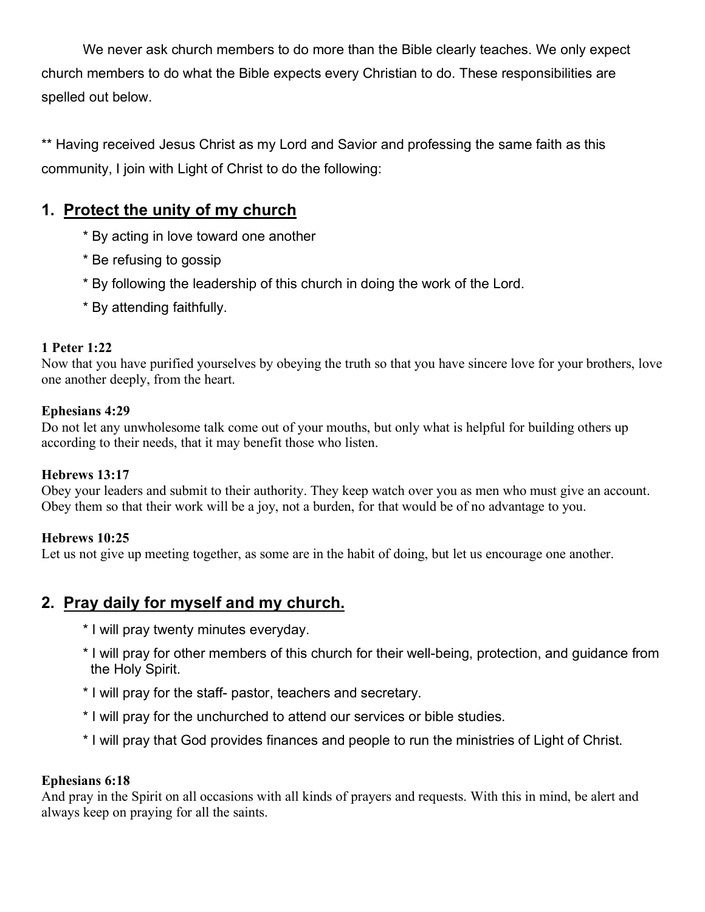We never ask church members to do more than the Bible clearly teaches. We only expect church members to do what the Bible expects every Christian to do. These responsibilities are spelled out below.

** Having received Jesus Christ as my Lord and Savior and professing the same faith as this community, I join with Light of Christ to do the following:

## 1. Protect the unity of my church

* By acting in love toward one another
* Be refusing to gossip
* By following the leadership of this church in doing the work of the Lord.
* By attending faithfully.

**1 Peter 1:22**
Now that you have purified yourselves by obeying the truth so that you have sincere love for your brothers, love one another deeply, from the heart.

**Ephesians 4:29**
Do not let any unwholesome talk come out of your mouths, but only what is helpful for building others up according to their needs, that it may benefit those who listen.

**Hebrews 13:17**
Obey your leaders and submit to their authority. They keep watch over you as men who must give an account. Obey them so that their work will be a joy, not a burden, for that would be of no advantage to you.

**Hebrews 10:25**
Let us not give up meeting together, as some are in the habit of doing, but let us encourage one another.

## 2. Pray daily for myself and my church.

* I will pray twenty minutes everyday.
* I will pray for other members of this church for their well-being, protection, and guidance from the Holy Spirit.
* I will pray for the staff- pastor, teachers and secretary.
* I will pray for the unchurched to attend our services or bible studies.
* I will pray that God provides finances and people to run the ministries of Light of Christ.

**Ephesians 6:18**
And pray in the Spirit on all occasions with all kinds of prayers and requests. With this in mind, be alert and always keep on praying for all the saints.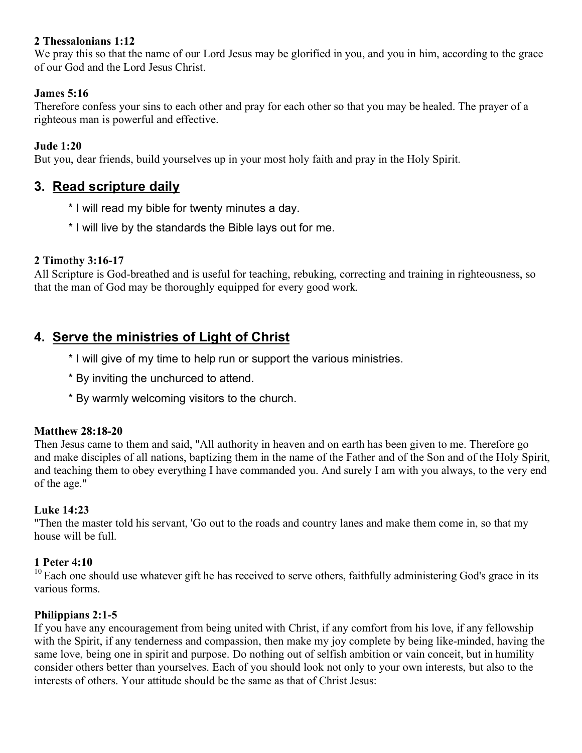**2 Thessalonians 1:12**
We pray this so that the name of our Lord Jesus may be glorified in you, and you in him, according to the grace of our God and the Lord Jesus Christ.

**James 5:16**
Therefore confess your sins to each other and pray for each other so that you may be healed. The prayer of a righteous man is powerful and effective.

**Jude 1:20**
But you, dear friends, build yourselves up in your most holy faith and pray in the Holy Spirit.

## 3. <u>Read scripture daily</u>

* I will read my bible for twenty minutes a day.
* I will live by the standards the Bible lays out for me.

**2 Timothy 3:16-17**
All Scripture is God-breathed and is useful for teaching, rebuking, correcting and training in righteousness, so that the man of God may be thoroughly equipped for every good work.

## 4. <u>Serve the ministries of Light of Christ</u>

* I will give of my time to help run or support the various ministries.
* By inviting the unchurced to attend.
* By warmly welcoming visitors to the church.

**Matthew 28:18-20**
Then Jesus came to them and said, "All authority in heaven and on earth has been given to me. Therefore go and make disciples of all nations, baptizing them in the name of the Father and of the Son and of the Holy Spirit, and teaching them to obey everything I have commanded you. And surely I am with you always, to the very end of the age."

**Luke 14:23**
"Then the master told his servant, 'Go out to the roads and country lanes and make them come in, so that my house will be full.

**1 Peter 4:10**
[10] Each one should use whatever gift he has received to serve others, faithfully administering God's grace in its various forms.

**Philippians 2:1-5**
If you have any encouragement from being united with Christ, if any comfort from his love, if any fellowship with the Spirit, if any tenderness and compassion, then make my joy complete by being like-minded, having the same love, being one in spirit and purpose. Do nothing out of selfish ambition or vain conceit, but in humility consider others better than yourselves. Each of you should look not only to your own interests, but also to the interests of others. Your attitude should be the same as that of Christ Jesus: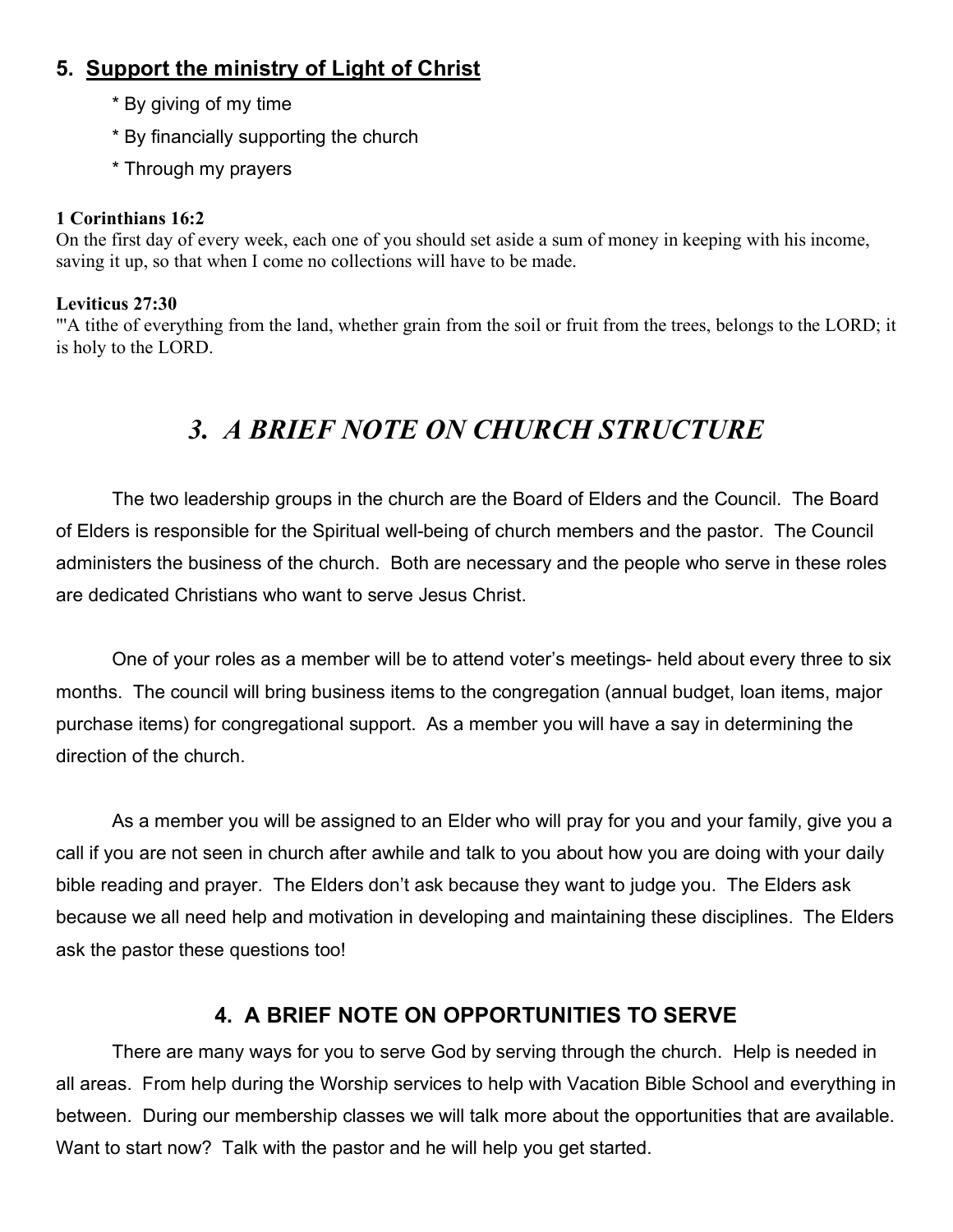## 5. <u>Support the ministry of Light of Christ</u>

* By giving of my time

* By financially supporting the church

* Through my prayers

**1 Corinthians 16:2**
On the first day of every week, each one of you should set aside a sum of money in keeping with his income, saving it up, so that when I come no collections will have to be made.

**Leviticus 27:30**
"'A tithe of everything from the land, whether grain from the soil or fruit from the trees, belongs to the LORD; it is holy to the LORD.

# *3. A BRIEF NOTE ON CHURCH STRUCTURE*

The two leadership groups in the church are the Board of Elders and the Council. The Board of Elders is responsible for the Spiritual well-being of church members and the pastor. The Council administers the business of the church. Both are necessary and the people who serve in these roles are dedicated Christians who want to serve Jesus Christ.

One of your roles as a member will be to attend voter's meetings- held about every three to six months. The council will bring business items to the congregation (annual budget, loan items, major purchase items) for congregational support. As a member you will have a say in determining the direction of the church.

As a member you will be assigned to an Elder who will pray for you and your family, give you a call if you are not seen in church after awhile and talk to you about how you are doing with your daily bible reading and prayer. The Elders don't ask because they want to judge you. The Elders ask because we all need help and motivation in developing and maintaining these disciplines. The Elders ask the pastor these questions too!

## 4. A BRIEF NOTE ON OPPORTUNITIES TO SERVE

There are many ways for you to serve God by serving through the church. Help is needed in all areas. From help during the Worship services to help with Vacation Bible School and everything in between. During our membership classes we will talk more about the opportunities that are available. Want to start now? Talk with the pastor and he will help you get started.